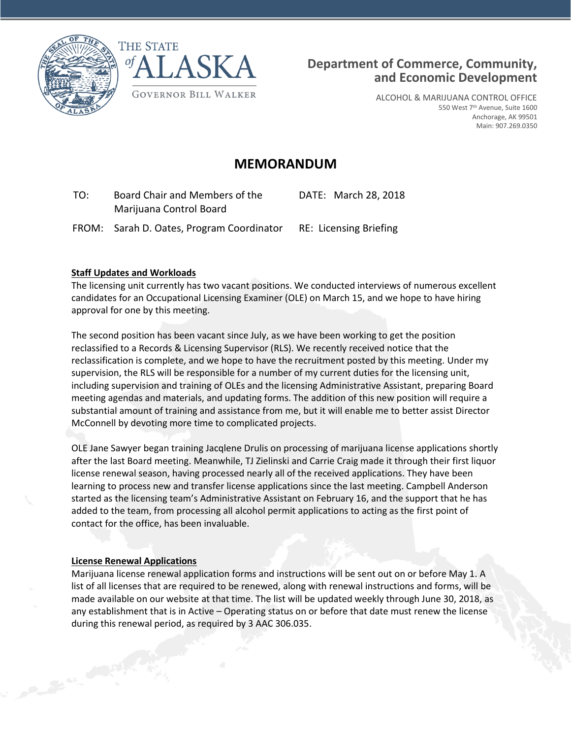THE STATE *of* ALASKA

GOVERNOR BILL WALKER

**Department of Commerce, Community, and Economic Development**

ALCOHOL & MARIJUANA CONTROL OFFICE
550 West 7th Avenue, Suite 1600
Anchorage, AK 99501
Main: 907.269.0350

# MEMORANDUM

TO: Board Chair and Members of the Marijuana Control Board

DATE: March 28, 2018

FROM: Sarah D. Oates, Program Coordinator

RE: Licensing Briefing

**Staff Updates and Workloads**

The licensing unit currently has two vacant positions. We conducted interviews of numerous excellent candidates for an Occupational Licensing Examiner (OLE) on March 15, and we hope to have hiring approval for one by this meeting.

The second position has been vacant since July, as we have been working to get the position reclassified to a Records & Licensing Supervisor (RLS). We recently received notice that the reclassification is complete, and we hope to have the recruitment posted by this meeting. Under my supervision, the RLS will be responsible for a number of my current duties for the licensing unit, including supervision and training of OLEs and the licensing Administrative Assistant, preparing Board meeting agendas and materials, and updating forms. The addition of this new position will require a substantial amount of training and assistance from me, but it will enable me to better assist Director McConnell by devoting more time to complicated projects.

OLE Jane Sawyer began training Jacqlene Drulis on processing of marijuana license applications shortly after the last Board meeting. Meanwhile, TJ Zielinski and Carrie Craig made it through their first liquor license renewal season, having processed nearly all of the received applications. They have been learning to process new and transfer license applications since the last meeting. Campbell Anderson started as the licensing team's Administrative Assistant on February 16, and the support that he has added to the team, from processing all alcohol permit applications to acting as the first point of contact for the office, has been invaluable.

**License Renewal Applications**

Marijuana license renewal application forms and instructions will be sent out on or before May 1. A list of all licenses that are required to be renewed, along with renewal instructions and forms, will be made available on our website at that time. The list will be updated weekly through June 30, 2018, as any establishment that is in Active – Operating status on or before that date must renew the license during this renewal period, as required by 3 AAC 306.035.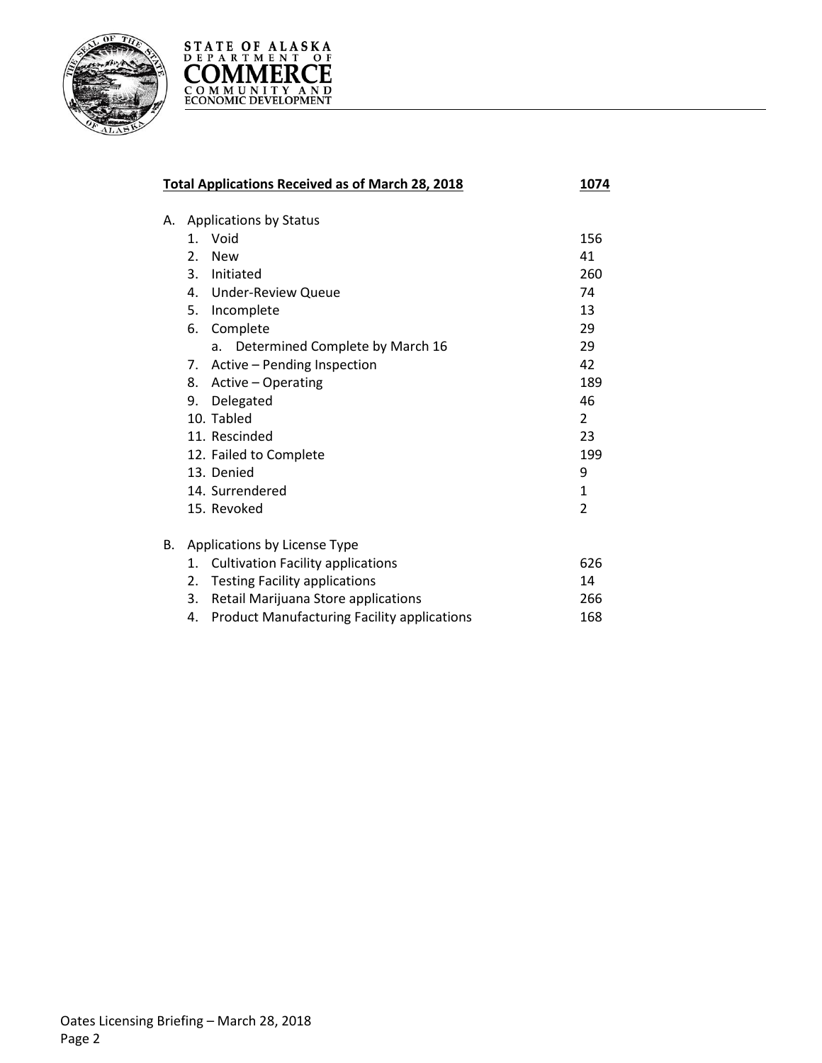STATE OF ALASKA
DEPARTMENT OF
COMMERCE
COMMUNITY AND
ECONOMIC DEVELOPMENT

| **Total Applications Received as of March 28, 2018** | **1074** |
|---|---|
| A. Applications by Status | |
| 1. Void | 156 |
| 2. New | 41 |
| 3. Initiated | 260 |
| 4. Under-Review Queue | 74 |
| 5. Incomplete | 13 |
| 6. Complete | 29 |
| a. Determined Complete by March 16 | 29 |
| 7. Active – Pending Inspection | 42 |
| 8. Active – Operating | 189 |
| 9. Delegated | 46 |
| 10. Tabled | 2 |
| 11. Rescinded | 23 |
| 12. Failed to Complete | 199 |
| 13. Denied | 9 |
| 14. Surrendered | 1 |
| 15. Revoked | 2 |
| B. Applications by License Type | |
| 1. Cultivation Facility applications | 626 |
| 2. Testing Facility applications | 14 |
| 3. Retail Marijuana Store applications | 266 |
| 4. Product Manufacturing Facility applications | 168 |

Oates Licensing Briefing – March 28, 2018